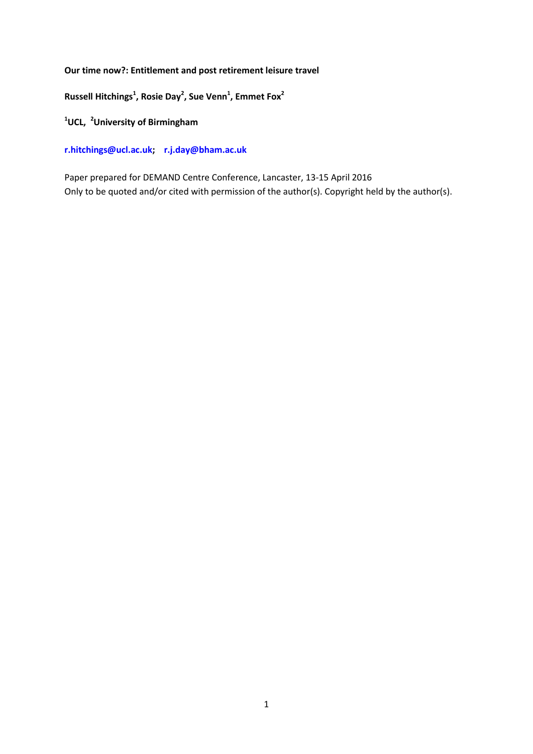**Our time now?: Entitlement and post retirement leisure travel**

**Russell Hitchings[1], Rosie Day[2], Sue Venn[1], Emmet Fox[2]**

**[1]UCL, [2]University of Birmingham**

**r.hitchings@ucl.ac.uk; r.j.day@bham.ac.uk**

Paper prepared for DEMAND Centre Conference, Lancaster, 13-15 April 2016
Only to be quoted and/or cited with permission of the author(s). Copyright held by the author(s).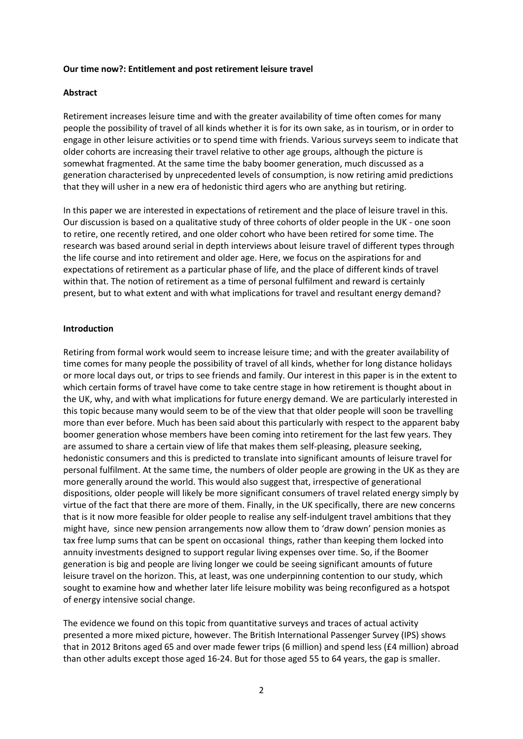**Our time now?: Entitlement and post retirement leisure travel**

**Abstract**

Retirement increases leisure time and with the greater availability of time often comes for many people the possibility of travel of all kinds whether it is for its own sake, as in tourism, or in order to engage in other leisure activities or to spend time with friends. Various surveys seem to indicate that older cohorts are increasing their travel relative to other age groups, although the picture is somewhat fragmented. At the same time the baby boomer generation, much discussed as a generation characterised by unprecedented levels of consumption, is now retiring amid predictions that they will usher in a new era of hedonistic third agers who are anything but retiring.

In this paper we are interested in expectations of retirement and the place of leisure travel in this. Our discussion is based on a qualitative study of three cohorts of older people in the UK - one soon to retire, one recently retired, and one older cohort who have been retired for some time. The research was based around serial in depth interviews about leisure travel of different types through the life course and into retirement and older age. Here, we focus on the aspirations for and expectations of retirement as a particular phase of life, and the place of different kinds of travel within that. The notion of retirement as a time of personal fulfilment and reward is certainly present, but to what extent and with what implications for travel and resultant energy demand?

**Introduction**

Retiring from formal work would seem to increase leisure time; and with the greater availability of time comes for many people the possibility of travel of all kinds, whether for long distance holidays or more local days out, or trips to see friends and family. Our interest in this paper is in the extent to which certain forms of travel have come to take centre stage in how retirement is thought about in the UK, why, and with what implications for future energy demand. We are particularly interested in this topic because many would seem to be of the view that that older people will soon be travelling more than ever before. Much has been said about this particularly with respect to the apparent baby boomer generation whose members have been coming into retirement for the last few years. They are assumed to share a certain view of life that makes them self-pleasing, pleasure seeking, hedonistic consumers and this is predicted to translate into significant amounts of leisure travel for personal fulfilment. At the same time, the numbers of older people are growing in the UK as they are more generally around the world. This would also suggest that, irrespective of generational dispositions, older people will likely be more significant consumers of travel related energy simply by virtue of the fact that there are more of them. Finally, in the UK specifically, there are new concerns that is it now more feasible for older people to realise any self-indulgent travel ambitions that they might have, since new pension arrangements now allow them to 'draw down' pension monies as tax free lump sums that can be spent on occasional things, rather than keeping them locked into annuity investments designed to support regular living expenses over time. So, if the Boomer generation is big and people are living longer we could be seeing significant amounts of future leisure travel on the horizon. This, at least, was one underpinning contention to our study, which sought to examine how and whether later life leisure mobility was being reconfigured as a hotspot of energy intensive social change.

The evidence we found on this topic from quantitative surveys and traces of actual activity presented a more mixed picture, however. The British International Passenger Survey (IPS) shows that in 2012 Britons aged 65 and over made fewer trips (6 million) and spend less (£4 million) abroad than other adults except those aged 16-24. But for those aged 55 to 64 years, the gap is smaller.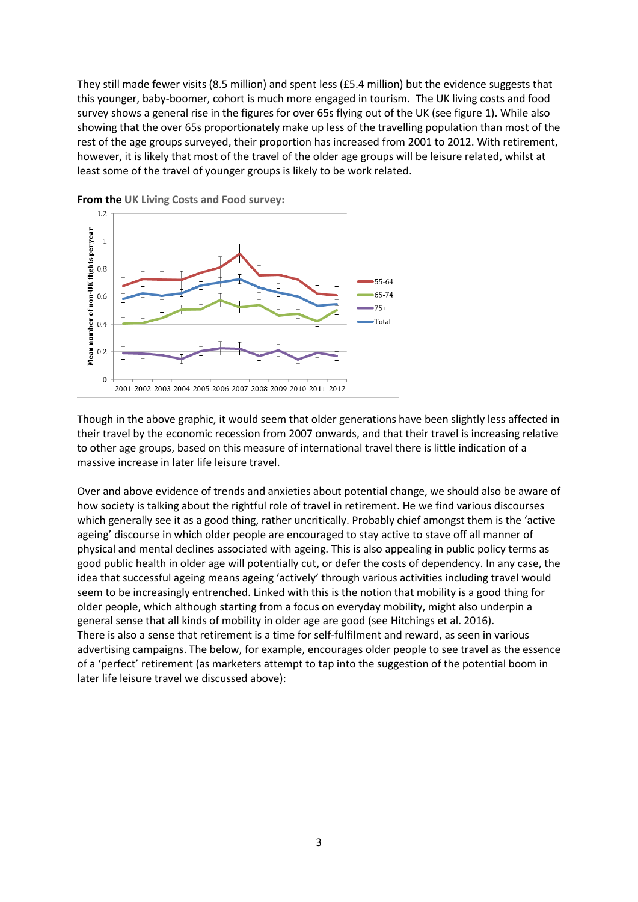They still made fewer visits (8.5 million) and spent less (£5.4 million) but the evidence suggests that this younger, baby-boomer, cohort is much more engaged in tourism. The UK living costs and food survey shows a general rise in the figures for over 65s flying out of the UK (see figure 1). While also showing that the over 65s proportionately make up less of the travelling population than most of the rest of the age groups surveyed, their proportion has increased from 2001 to 2012. With retirement, however, it is likely that most of the travel of the older age groups will be leisure related, whilst at least some of the travel of younger groups is likely to be work related.

**From the** UK Living Costs and Food survey:

Though in the above graphic, it would seem that older generations have been slightly less affected in their travel by the economic recession from 2007 onwards, and that their travel is increasing relative to other age groups, based on this measure of international travel there is little indication of a massive increase in later life leisure travel.

Over and above evidence of trends and anxieties about potential change, we should also be aware of how society is talking about the rightful role of travel in retirement. He we find various discourses which generally see it as a good thing, rather uncritically. Probably chief amongst them is the 'active ageing' discourse in which older people are encouraged to stay active to stave off all manner of physical and mental declines associated with ageing. This is also appealing in public policy terms as good public health in older age will potentially cut, or defer the costs of dependency. In any case, the idea that successful ageing means ageing 'actively' through various activities including travel would seem to be increasingly entrenched. Linked with this is the notion that mobility is a good thing for older people, which although starting from a focus on everyday mobility, might also underpin a general sense that all kinds of mobility in older age are good (see Hitchings et al. 2016).
There is also a sense that retirement is a time for self-fulfilment and reward, as seen in various advertising campaigns. The below, for example, encourages older people to see travel as the essence of a 'perfect' retirement (as marketers attempt to tap into the suggestion of the potential boom in later life leisure travel we discussed above):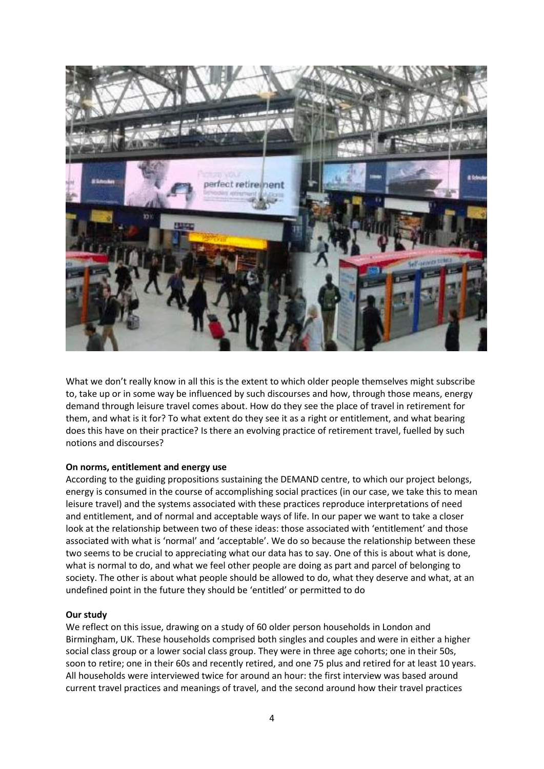What we don't really know in all this is the extent to which older people themselves might subscribe to, take up or in some way be influenced by such discourses and how, through those means, energy demand through leisure travel comes about. How do they see the place of travel in retirement for them, and what is it for? To what extent do they see it as a right or entitlement, and what bearing does this have on their practice? Is there an evolving practice of retirement travel, fuelled by such notions and discourses?

**On norms, entitlement and energy use**

According to the guiding propositions sustaining the DEMAND centre, to which our project belongs, energy is consumed in the course of accomplishing social practices (in our case, we take this to mean leisure travel) and the systems associated with these practices reproduce interpretations of need and entitlement, and of normal and acceptable ways of life. In our paper we want to take a closer look at the relationship between two of these ideas: those associated with 'entitlement' and those associated with what is 'normal' and 'acceptable'. We do so because the relationship between these two seems to be crucial to appreciating what our data has to say. One of this is about what is done, what is normal to do, and what we feel other people are doing as part and parcel of belonging to society. The other is about what people should be allowed to do, what they deserve and what, at an undefined point in the future they should be 'entitled' or permitted to do

**Our study**

We reflect on this issue, drawing on a study of 60 older person households in London and Birmingham, UK. These households comprised both singles and couples and were in either a higher social class group or a lower social class group. They were in three age cohorts; one in their 50s, soon to retire; one in their 60s and recently retired, and one 75 plus and retired for at least 10 years. All households were interviewed twice for around an hour: the first interview was based around current travel practices and meanings of travel, and the second around how their travel practices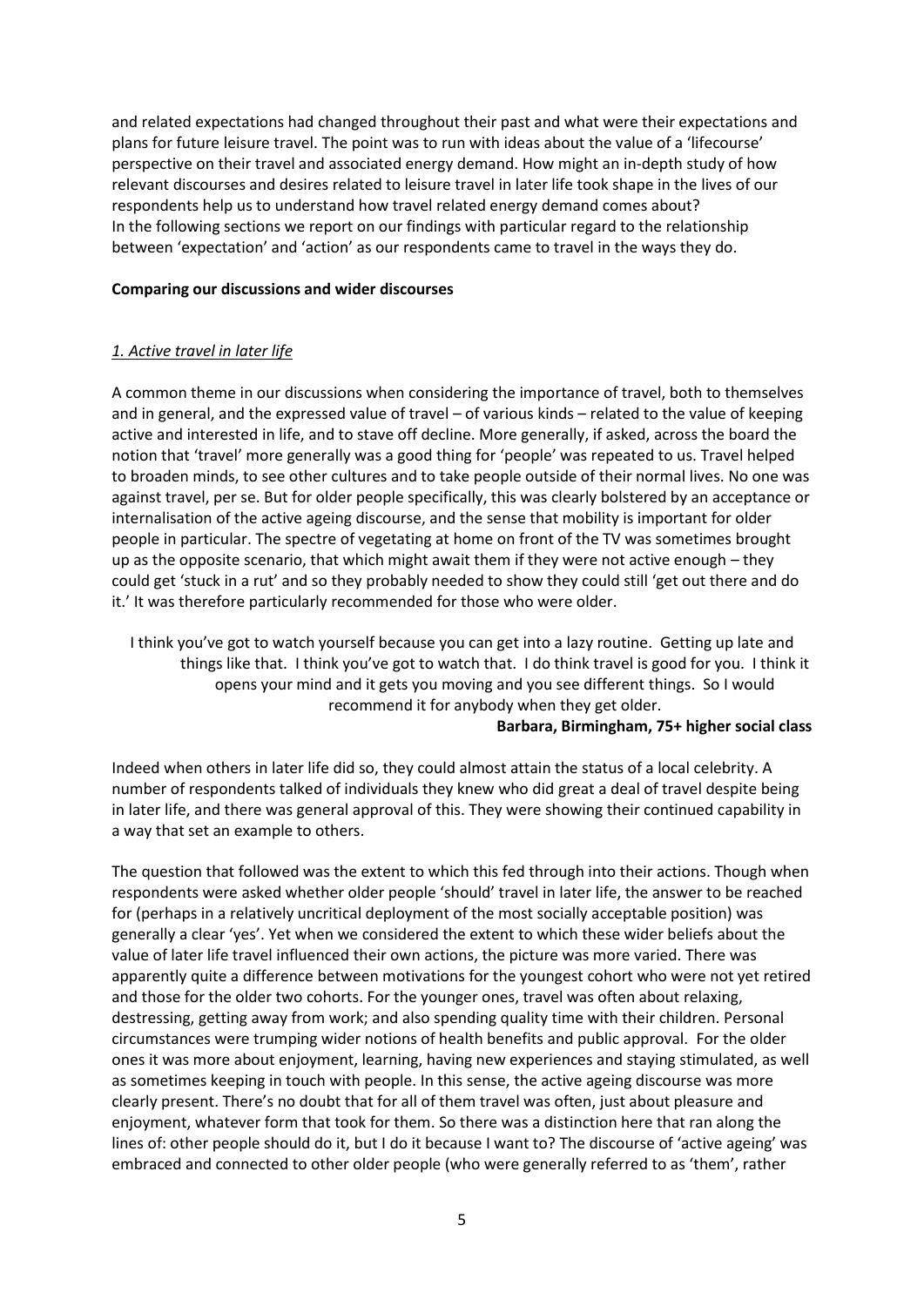and related expectations had changed throughout their past and what were their expectations and plans for future leisure travel. The point was to run with ideas about the value of a 'lifecourse' perspective on their travel and associated energy demand. How might an in-depth study of how relevant discourses and desires related to leisure travel in later life took shape in the lives of our respondents help us to understand how travel related energy demand comes about?
In the following sections we report on our findings with particular regard to the relationship between 'expectation' and 'action' as our respondents came to travel in the ways they do.

**Comparing our discussions and wider discourses**

*1. Active travel in later life*

A common theme in our discussions when considering the importance of travel, both to themselves and in general, and the expressed value of travel – of various kinds – related to the value of keeping active and interested in life, and to stave off decline. More generally, if asked, across the board the notion that 'travel' more generally was a good thing for 'people' was repeated to us. Travel helped to broaden minds, to see other cultures and to take people outside of their normal lives. No one was against travel, per se. But for older people specifically, this was clearly bolstered by an acceptance or internalisation of the active ageing discourse, and the sense that mobility is important for older people in particular. The spectre of vegetating at home on front of the TV was sometimes brought up as the opposite scenario, that which might await them if they were not active enough – they could get 'stuck in a rut' and so they probably needed to show they could still 'get out there and do it.' It was therefore particularly recommended for those who were older.

> I think you've got to watch yourself because you can get into a lazy routine. Getting up late and things like that. I think you've got to watch that. I do think travel is good for you. I think it opens your mind and it gets you moving and you see different things. So I would recommend it for anybody when they get older.
>
> **Barbara, Birmingham, 75+ higher social class**

Indeed when others in later life did so, they could almost attain the status of a local celebrity. A number of respondents talked of individuals they knew who did great a deal of travel despite being in later life, and there was general approval of this. They were showing their continued capability in a way that set an example to others.

The question that followed was the extent to which this fed through into their actions. Though when respondents were asked whether older people 'should' travel in later life, the answer to be reached for (perhaps in a relatively uncritical deployment of the most socially acceptable position) was generally a clear 'yes'. Yet when we considered the extent to which these wider beliefs about the value of later life travel influenced their own actions, the picture was more varied. There was apparently quite a difference between motivations for the youngest cohort who were not yet retired and those for the older two cohorts. For the younger ones, travel was often about relaxing, destressing, getting away from work; and also spending quality time with their children. Personal circumstances were trumping wider notions of health benefits and public approval. For the older ones it was more about enjoyment, learning, having new experiences and staying stimulated, as well as sometimes keeping in touch with people. In this sense, the active ageing discourse was more clearly present. There's no doubt that for all of them travel was often, just about pleasure and enjoyment, whatever form that took for them. So there was a distinction here that ran along the lines of: other people should do it, but I do it because I want to? The discourse of 'active ageing' was embraced and connected to other older people (who were generally referred to as 'them', rather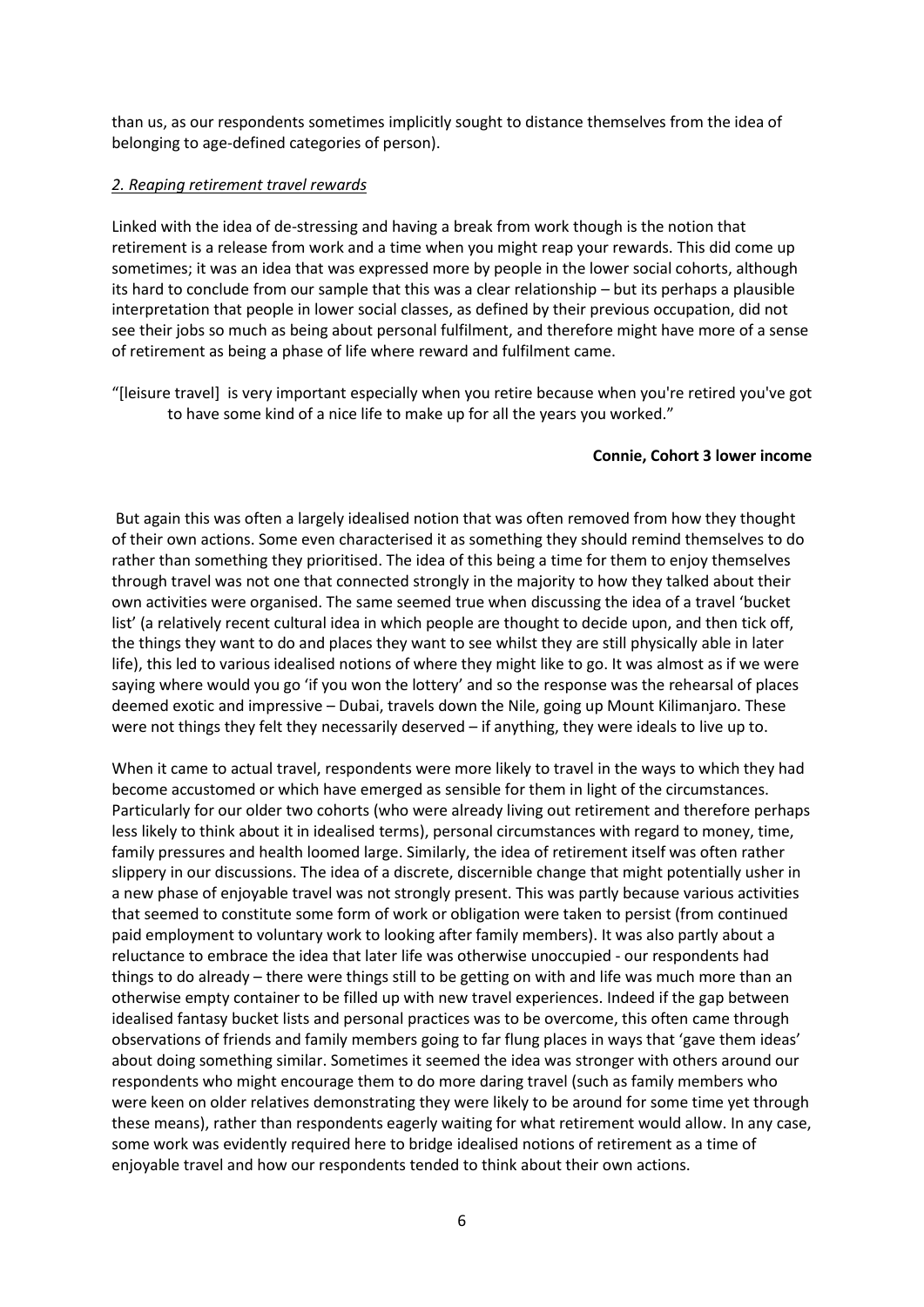than us, as our respondents sometimes implicitly sought to distance themselves from the idea of belonging to age-defined categories of person).

*2. Reaping retirement travel rewards*

Linked with the idea of de-stressing and having a break from work though is the notion that retirement is a release from work and a time when you might reap your rewards. This did come up sometimes; it was an idea that was expressed more by people in the lower social cohorts, although its hard to conclude from our sample that this was a clear relationship – but its perhaps a plausible interpretation that people in lower social classes, as defined by their previous occupation, did not see their jobs so much as being about personal fulfilment, and therefore might have more of a sense of retirement as being a phase of life where reward and fulfilment came.

"[leisure travel] is very important especially when you retire because when you're retired you've got to have some kind of a nice life to make up for all the years you worked."

**Connie, Cohort 3 lower income**

But again this was often a largely idealised notion that was often removed from how they thought of their own actions. Some even characterised it as something they should remind themselves to do rather than something they prioritised. The idea of this being a time for them to enjoy themselves through travel was not one that connected strongly in the majority to how they talked about their own activities were organised. The same seemed true when discussing the idea of a travel 'bucket list' (a relatively recent cultural idea in which people are thought to decide upon, and then tick off, the things they want to do and places they want to see whilst they are still physically able in later life), this led to various idealised notions of where they might like to go. It was almost as if we were saying where would you go 'if you won the lottery' and so the response was the rehearsal of places deemed exotic and impressive – Dubai, travels down the Nile, going up Mount Kilimanjaro. These were not things they felt they necessarily deserved – if anything, they were ideals to live up to.

When it came to actual travel, respondents were more likely to travel in the ways to which they had become accustomed or which have emerged as sensible for them in light of the circumstances. Particularly for our older two cohorts (who were already living out retirement and therefore perhaps less likely to think about it in idealised terms), personal circumstances with regard to money, time, family pressures and health loomed large. Similarly, the idea of retirement itself was often rather slippery in our discussions. The idea of a discrete, discernible change that might potentially usher in a new phase of enjoyable travel was not strongly present. This was partly because various activities that seemed to constitute some form of work or obligation were taken to persist (from continued paid employment to voluntary work to looking after family members). It was also partly about a reluctance to embrace the idea that later life was otherwise unoccupied - our respondents had things to do already – there were things still to be getting on with and life was much more than an otherwise empty container to be filled up with new travel experiences. Indeed if the gap between idealised fantasy bucket lists and personal practices was to be overcome, this often came through observations of friends and family members going to far flung places in ways that 'gave them ideas' about doing something similar. Sometimes it seemed the idea was stronger with others around our respondents who might encourage them to do more daring travel (such as family members who were keen on older relatives demonstrating they were likely to be around for some time yet through these means), rather than respondents eagerly waiting for what retirement would allow. In any case, some work was evidently required here to bridge idealised notions of retirement as a time of enjoyable travel and how our respondents tended to think about their own actions.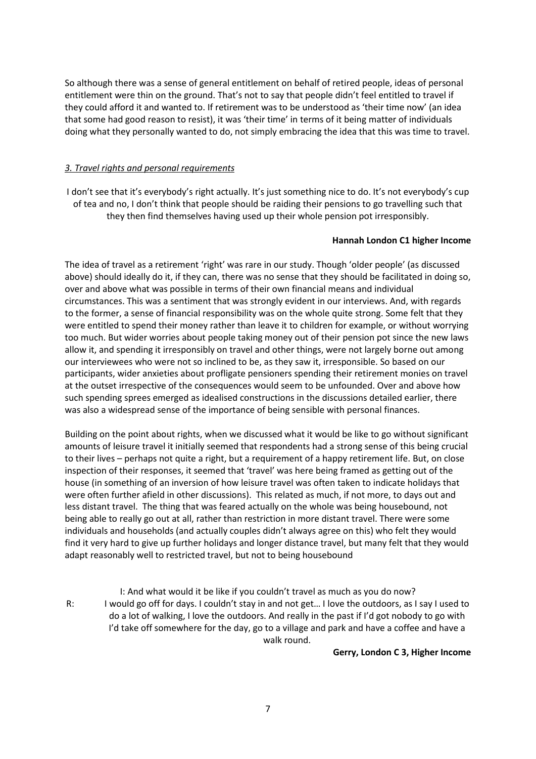So although there was a sense of general entitlement on behalf of retired people, ideas of personal entitlement were thin on the ground. That's not to say that people didn't feel entitled to travel if they could afford it and wanted to. If retirement was to be understood as 'their time now' (an idea that some had good reason to resist), it was 'their time' in terms of it being matter of individuals doing what they personally wanted to do, not simply embracing the idea that this was time to travel.

### *3. Travel rights and personal requirements*

I don't see that it's everybody's right actually. It's just something nice to do. It's not everybody's cup of tea and no, I don't think that people should be raiding their pensions to go travelling such that they then find themselves having used up their whole pension pot irresponsibly.

**Hannah London C1 higher Income**

The idea of travel as a retirement 'right' was rare in our study. Though 'older people' (as discussed above) should ideally do it, if they can, there was no sense that they should be facilitated in doing so, over and above what was possible in terms of their own financial means and individual circumstances. This was a sentiment that was strongly evident in our interviews. And, with regards to the former, a sense of financial responsibility was on the whole quite strong. Some felt that they were entitled to spend their money rather than leave it to children for example, or without worrying too much. But wider worries about people taking money out of their pension pot since the new laws allow it, and spending it irresponsibly on travel and other things, were not largely borne out among our interviewees who were not so inclined to be, as they saw it, irresponsible. So based on our participants, wider anxieties about profligate pensioners spending their retirement monies on travel at the outset irrespective of the consequences would seem to be unfounded. Over and above how such spending sprees emerged as idealised constructions in the discussions detailed earlier, there was also a widespread sense of the importance of being sensible with personal finances.

Building on the point about rights, when we discussed what it would be like to go without significant amounts of leisure travel it initially seemed that respondents had a strong sense of this being crucial to their lives – perhaps not quite a right, but a requirement of a happy retirement life. But, on close inspection of their responses, it seemed that 'travel' was here being framed as getting out of the house (in something of an inversion of how leisure travel was often taken to indicate holidays that were often further afield in other discussions). This related as much, if not more, to days out and less distant travel. The thing that was feared actually on the whole was being housebound, not being able to really go out at all, rather than restriction in more distant travel. There were some individuals and households (and actually couples didn't always agree on this) who felt they would find it very hard to give up further holidays and longer distance travel, but many felt that they would adapt reasonably well to restricted travel, but not to being housebound

I: And what would it be like if you couldn't travel as much as you do now?

R: I would go off for days. I couldn't stay in and not get… I love the outdoors, as I say I used to do a lot of walking, I love the outdoors. And really in the past if I'd got nobody to go with I'd take off somewhere for the day, go to a village and park and have a coffee and have a walk round.

**Gerry, London C 3, Higher Income**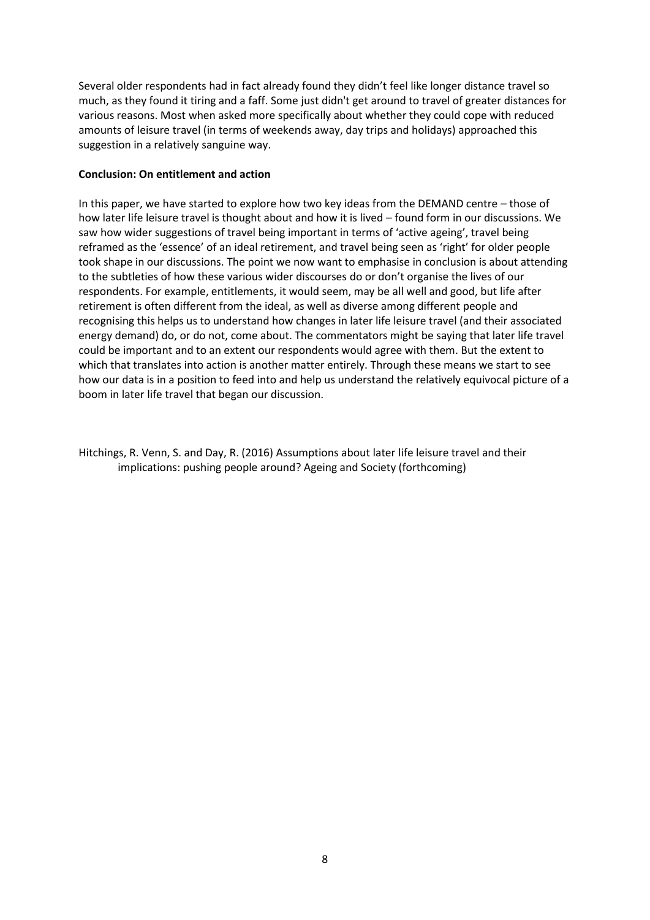Several older respondents had in fact already found they didn't feel like longer distance travel so much, as they found it tiring and a faff. Some just didn't get around to travel of greater distances for various reasons. Most when asked more specifically about whether they could cope with reduced amounts of leisure travel (in terms of weekends away, day trips and holidays) approached this suggestion in a relatively sanguine way.

**Conclusion: On entitlement and action**

In this paper, we have started to explore how two key ideas from the DEMAND centre – those of how later life leisure travel is thought about and how it is lived – found form in our discussions. We saw how wider suggestions of travel being important in terms of 'active ageing', travel being reframed as the 'essence' of an ideal retirement, and travel being seen as 'right' for older people took shape in our discussions. The point we now want to emphasise in conclusion is about attending to the subtleties of how these various wider discourses do or don't organise the lives of our respondents. For example, entitlements, it would seem, may be all well and good, but life after retirement is often different from the ideal, as well as diverse among different people and recognising this helps us to understand how changes in later life leisure travel (and their associated energy demand) do, or do not, come about. The commentators might be saying that later life travel could be important and to an extent our respondents would agree with them. But the extent to which that translates into action is another matter entirely. Through these means we start to see how our data is in a position to feed into and help us understand the relatively equivocal picture of a boom in later life travel that began our discussion.

Hitchings, R. Venn, S. and Day, R. (2016) Assumptions about later life leisure travel and their implications: pushing people around? Ageing and Society (forthcoming)